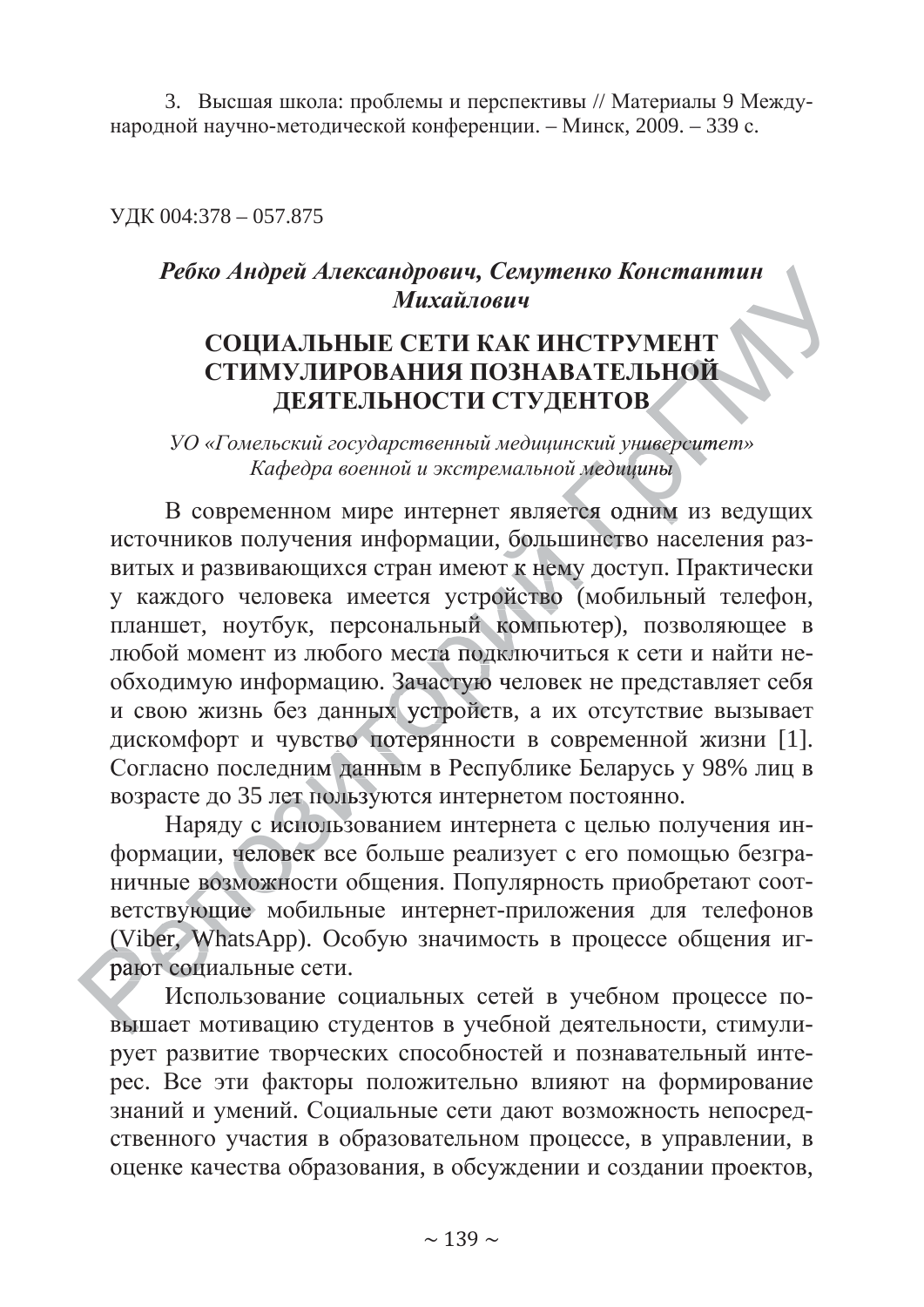3. Высшая школа: проблемы и перспективы // Материалы 9 Международной научно-методической конференции. – Минск, 2009. – 339 с.

УДК 004:378 – 057.875

***Ребко Андрей Александрович, Семутенко Константин Михайлович***

# СОЦИАЛЬНЫЕ СЕТИ КАК ИНСТРУМЕНТ СТИМУЛИРОВАНИЯ ПОЗНАВАТЕЛЬНОЙ ДЕЯТЕЛЬНОСТИ СТУДЕНТОВ

*УО «Гомельский государственный медицинский университет»*
*Кафедра военной и экстремальной медицины*

В современном мире интернет является одним из ведущих источников получения информации, большинство населения развитых и развивающихся стран имеют к нему доступ. Практически у каждого человека имеется устройство (мобильный телефон, планшет, ноутбук, персональный компьютер), позволяющее в любой момент из любого места подключиться к сети и найти необходимую информацию. Зачастую человек не представляет себя и свою жизнь без данных устройств, а их отсутствие вызывает дискомфорт и чувство потерянности в современной жизни [1]. Согласно последним данным в Республике Беларусь у 98% лиц в возрасте до 35 лет пользуются интернетом постоянно.

Наряду с использованием интернета с целью получения информации, человек все больше реализует с его помощью безграничные возможности общения. Популярность приобретают соответствующие мобильные интернет-приложения для телефонов (Viber, WhatsApp). Особую значимость в процессе общения играют социальные сети.

Использование социальных сетей в учебном процессе повышает мотивацию студентов в учебной деятельности, стимулирует развитие творческих способностей и познавательный интерес. Все эти факторы положительно влияют на формирование знаний и умений. Социальные сети дают возможность непосредственного участия в образовательном процессе, в управлении, в оценке качества образования, в обсуждении и создании проектов,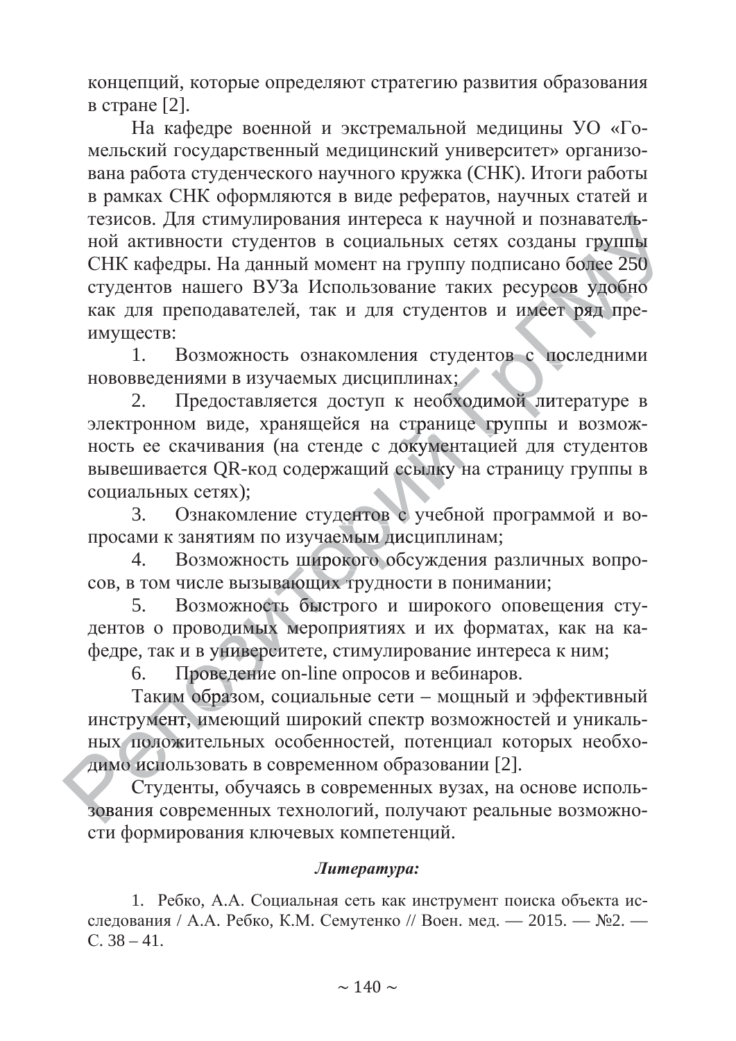концепций, которые определяют стратегию развития образования в стране [2].

На кафедре военной и экстремальной медицины УО «Гомельский государственный медицинский университет» организована работа студенческого научного кружка (СНК). Итоги работы в рамках СНК оформляются в виде рефератов, научных статей и тезисов. Для стимулирования интереса к научной и познавательной активности студентов в социальных сетях созданы группы СНК кафедры. На данный момент на группу подписано более 250 студентов нашего ВУЗа Использование таких ресурсов удобно как для преподавателей, так и для студентов и имеет ряд преимуществ:

1. Возможность ознакомления студентов с последними нововведениями в изучаемых дисциплинах;
2. Предоставляется доступ к необходимой литературе в электронном виде, хранящейся на странице группы и возможность ее скачивания (на стенде с документацией для студентов вывешивается QR-код содержащий ссылку на страницу группы в социальных сетях);
3. Ознакомление студентов с учебной программой и вопросами к занятиям по изучаемым дисциплинам;
4. Возможность широкого обсуждения различных вопросов, в том числе вызывающих трудности в понимании;
5. Возможность быстрого и широкого оповещения студентов о проводимых мероприятиях и их форматах, как на кафедре, так и в университете, стимулирование интереса к ним;
6. Проведение on-line опросов и вебинаров.

Таким образом, социальные сети – мощный и эффективный инструмент, имеющий широкий спектр возможностей и уникальных положительных особенностей, потенциал которых необходимо использовать в современном образовании [2].

Студенты, обучаясь в современных вузах, на основе использования современных технологий, получают реальные возможности формирования ключевых компетенций.

***Литература:***

1. Ребко, А.А. Социальная сеть как инструмент поиска объекта исследования / А.А. Ребко, К.М. Семутенко // Воен. мед. — 2015. — №2. — С. 38 – 41.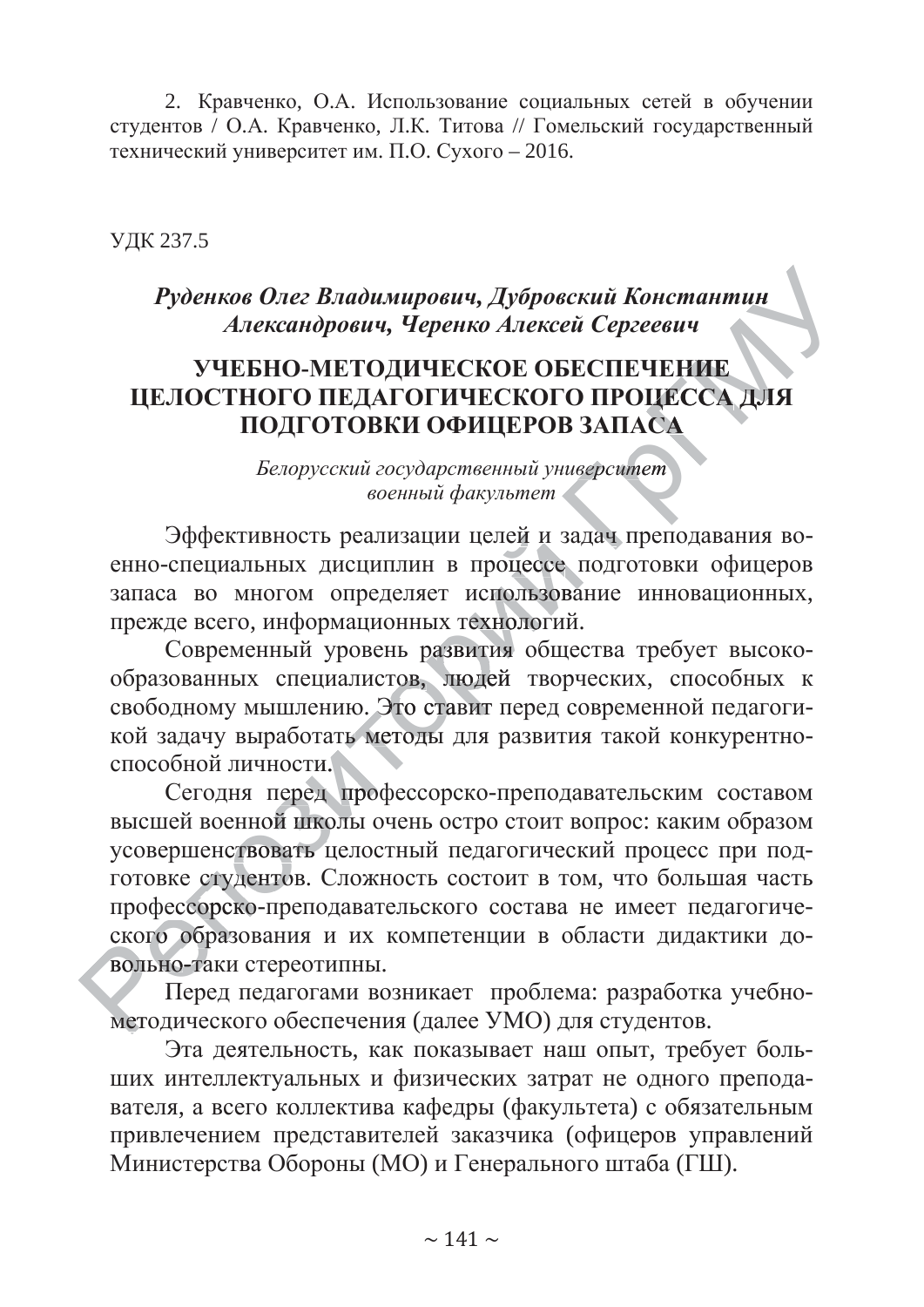2. Кравченко, О.А. Использование социальных сетей в обучении студентов / О.А. Кравченко, Л.К. Титова // Гомельский государственный технический университет им. П.О. Сухого – 2016.

УДК 237.5

***Руденков Олег Владимирович, Дубровский Константин Александрович, Черенко Алексей Сергеевич***

# УЧЕБНО-МЕТОДИЧЕСКОЕ ОБЕСПЕЧЕНИЕ ЦЕЛОСТНОГО ПЕДАГОГИЧЕСКОГО ПРОЦЕССА ДЛЯ ПОДГОТОВКИ ОФИЦЕРОВ ЗАПАСА

*Белорусский государственный университет военный факультет*

Эффективность реализации целей и задач преподавания военно-специальных дисциплин в процессе подготовки офицеров запаса во многом определяет использование инновационных, прежде всего, информационных технологий.

Современный уровень развития общества требует высокообразованных специалистов, людей творческих, способных к свободному мышлению. Это ставит перед современной педагогикой задачу выработать методы для развития такой конкурентноспособной личности.

Сегодня перед профессорско-преподавательским составом высшей военной школы очень остро стоит вопрос: каким образом усовершенствовать целостный педагогический процесс при подготовке студентов. Сложность состоит в том, что большая часть профессорско-преподавательского состава не имеет педагогического образования и их компетенции в области дидактики довольно-таки стереотипны.

Перед педагогами возникает проблема: разработка учебно-методического обеспечения (далее УМО) для студентов.

Эта деятельность, как показывает наш опыт, требует больших интеллектуальных и физических затрат не одного преподавателя, а всего коллектива кафедры (факультета) с обязательным привлечением представителей заказчика (офицеров управлений Министерства Обороны (МО) и Генерального штаба (ГШ).